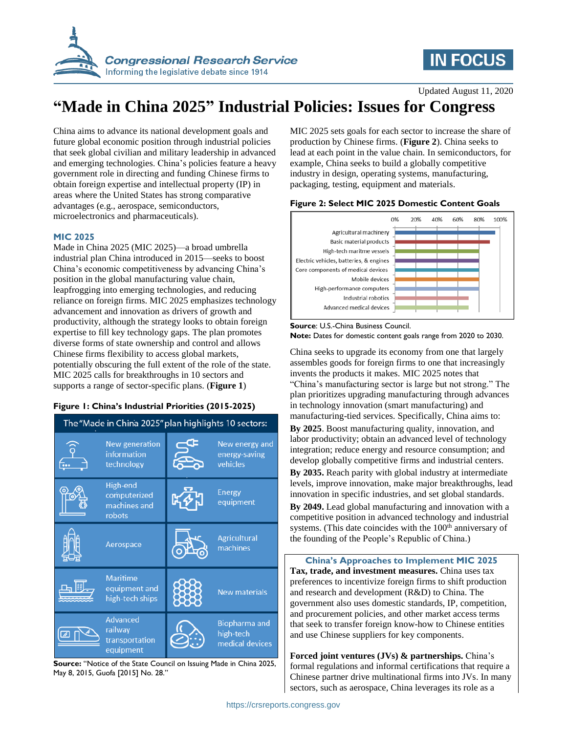Updated August 11, 2020

# "Made in China 2025" Industrial Policies: Issues for Congress

China aims to advance its national development goals and future global economic position through industrial policies that seek global civilian and military leadership in advanced and emerging technologies. China's policies feature a heavy government role in directing and funding Chinese firms to obtain foreign expertise and intellectual property (IP) in areas where the United States has strong comparative advantages (e.g., aerospace, semiconductors, microelectronics and pharmaceuticals).

## MIC 2025

Made in China 2025 (MIC 2025)—a broad umbrella industrial plan China introduced in 2015—seeks to boost China's economic competitiveness by advancing China's position in the global manufacturing value chain, leapfrogging into emerging technologies, and reducing reliance on foreign firms. MIC 2025 emphasizes technology advancement and innovation as drivers of growth and productivity, although the strategy looks to obtain foreign expertise to fill key technology gaps. The plan promotes diverse forms of state ownership and control and allows Chinese firms flexibility to access global markets, potentially obscuring the full extent of the role of the state. MIC 2025 calls for breakthroughs in 10 sectors and supports a range of sector-specific plans. (**Figure 1**)

**Figure 1: China's Industrial Priorities (2015-2025)**

| The "Made in China 2025" plan highlights 10 sectors: | |
|---|---|
| New generation information technology | New energy and energy-saving vehicles |
| High-end computerized machines and robots | Energy equipment |
| Aerospace | Agricultural machines |
| Maritime equipment and high-tech ships | New materials |
| Advanced railway transportation equipment | Biopharma and high-tech medical devices |

**Source:** "Notice of the State Council on Issuing Made in China 2025, May 8, 2015, Guofa [2015] No. 28."

MIC 2025 sets goals for each sector to increase the share of production by Chinese firms. (**Figure 2**). China seeks to lead at each point in the value chain. In semiconductors, for example, China seeks to build a globally competitive industry in design, operating systems, manufacturing, packaging, testing, equipment and materials.

**Figure 2: Select MIC 2025 Domestic Content Goals**

| Sector | Approx. domestic content goal |
|---|---|
| Agricultural machinery | ~95% |
| Basic material products | ~90% |
| High-tech maritime vessels | ~80% |
| Electric vehicles, batteries, & engines | ~80% |
| Core components of medical devices | ~80% |
| Mobile devices | ~80% |
| High-performance computers | ~80% |
| Industrial robotics | ~70% |
| Advanced medical devices | ~70% |

**Source**: U.S.-China Business Council.
**Note:** Dates for domestic content goals range from 2020 to 2030.

China seeks to upgrade its economy from one that largely assembles goods for foreign firms to one that increasingly invents the products it makes. MIC 2025 notes that "China's manufacturing sector is large but not strong." The plan prioritizes upgrading manufacturing through advances in technology innovation (smart manufacturing) and manufacturing-tied services. Specifically, China aims to:

**By 2025**. Boost manufacturing quality, innovation, and labor productivity; obtain an advanced level of technology integration; reduce energy and resource consumption; and develop globally competitive firms and industrial centers.

**By 2035.** Reach parity with global industry at intermediate levels, improve innovation, make major breakthroughs, lead innovation in specific industries, and set global standards.

**By 2049.** Lead global manufacturing and innovation with a competitive position in advanced technology and industrial systems. (This date coincides with the 100th anniversary of the founding of the People's Republic of China.)

### China's Approaches to Implement MIC 2025

**Tax, trade, and investment measures.** China uses tax preferences to incentivize foreign firms to shift production and research and development (R&D) to China. The government also uses domestic standards, IP, competition, and procurement policies, and other market access terms that seek to transfer foreign know-how to Chinese entities and use Chinese suppliers for key components.

**Forced joint ventures (JVs) & partnerships.** China's formal regulations and informal certifications that require a Chinese partner drive multinational firms into JVs. In many sectors, such as aerospace, China leverages its role as a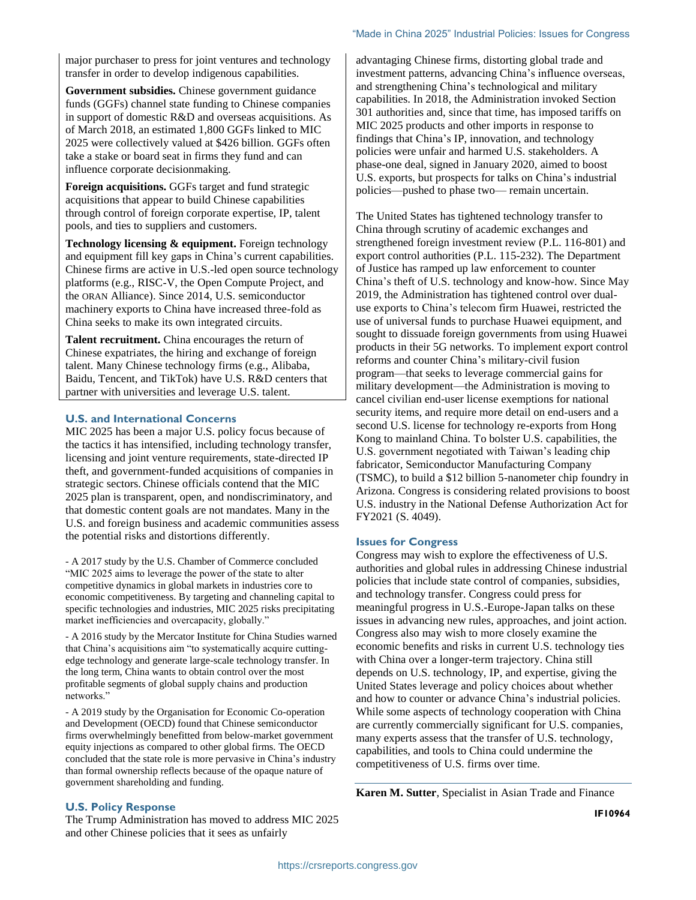major purchaser to press for joint ventures and technology transfer in order to develop indigenous capabilities.

**Government subsidies.** Chinese government guidance funds (GGFs) channel state funding to Chinese companies in support of domestic R&D and overseas acquisitions. As of March 2018, an estimated 1,800 GGFs linked to MIC 2025 were collectively valued at $426 billion. GGFs often take a stake or board seat in firms they fund and can influence corporate decisionmaking.

**Foreign acquisitions.** GGFs target and fund strategic acquisitions that appear to build Chinese capabilities through control of foreign corporate expertise, IP, talent pools, and ties to suppliers and customers.

**Technology licensing & equipment.** Foreign technology and equipment fill key gaps in China's current capabilities. Chinese firms are active in U.S.-led open source technology platforms (e.g., RISC-V, the Open Compute Project, and the ORAN Alliance). Since 2014, U.S. semiconductor machinery exports to China have increased three-fold as China seeks to make its own integrated circuits.

**Talent recruitment.** China encourages the return of Chinese expatriates, the hiring and exchange of foreign talent. Many Chinese technology firms (e.g., Alibaba, Baidu, Tencent, and TikTok) have U.S. R&D centers that partner with universities and leverage U.S. talent.

## U.S. and International Concerns

MIC 2025 has been a major U.S. policy focus because of the tactics it has intensified, including technology transfer, licensing and joint venture requirements, state-directed IP theft, and government-funded acquisitions of companies in strategic sectors. Chinese officials contend that the MIC 2025 plan is transparent, open, and nondiscriminatory, and that domestic content goals are not mandates. Many in the U.S. and foreign business and academic communities assess the potential risks and distortions differently.

- A 2017 study by the U.S. Chamber of Commerce concluded "MIC 2025 aims to leverage the power of the state to alter competitive dynamics in global markets in industries core to economic competitiveness. By targeting and channeling capital to specific technologies and industries, MIC 2025 risks precipitating market inefficiencies and overcapacity, globally."

- A 2016 study by the Mercator Institute for China Studies warned that China's acquisitions aim "to systematically acquire cutting-edge technology and generate large-scale technology transfer. In the long term, China wants to obtain control over the most profitable segments of global supply chains and production networks."

- A 2019 study by the Organisation for Economic Co-operation and Development (OECD) found that Chinese semiconductor firms overwhelmingly benefitted from below-market government equity injections as compared to other global firms. The OECD concluded that the state role is more pervasive in China's industry than formal ownership reflects because of the opaque nature of government shareholding and funding.

## U.S. Policy Response

The Trump Administration has moved to address MIC 2025 and other Chinese policies that it sees as unfairly advantaging Chinese firms, distorting global trade and investment patterns, advancing China's influence overseas, and strengthening China's technological and military capabilities. In 2018, the Administration invoked Section 301 authorities and, since that time, has imposed tariffs on MIC 2025 products and other imports in response to findings that China's IP, innovation, and technology policies were unfair and harmed U.S. stakeholders. A phase-one deal, signed in January 2020, aimed to boost U.S. exports, but prospects for talks on China's industrial policies—pushed to phase two— remain uncertain.

The United States has tightened technology transfer to China through scrutiny of academic exchanges and strengthened foreign investment review (P.L. 116-801) and export control authorities (P.L. 115-232). The Department of Justice has ramped up law enforcement to counter China's theft of U.S. technology and know-how. Since May 2019, the Administration has tightened control over dual-use exports to China's telecom firm Huawei, restricted the use of universal funds to purchase Huawei equipment, and sought to dissuade foreign governments from using Huawei products in their 5G networks. To implement export control reforms and counter China's military-civil fusion program—that seeks to leverage commercial gains for military development—the Administration is moving to cancel civilian end-user license exemptions for national security items, and require more detail on end-users and a second U.S. license for technology re-exports from Hong Kong to mainland China. To bolster U.S. capabilities, the U.S. government negotiated with Taiwan's leading chip fabricator, Semiconductor Manufacturing Company (TSMC), to build a $12 billion 5-nanometer chip foundry in Arizona. Congress is considering related provisions to boost U.S. industry in the National Defense Authorization Act for FY2021 (S. 4049).

## Issues for Congress

Congress may wish to explore the effectiveness of U.S. authorities and global rules in addressing Chinese industrial policies that include state control of companies, subsidies, and technology transfer. Congress could press for meaningful progress in U.S.-Europe-Japan talks on these issues in advancing new rules, approaches, and joint action. Congress also may wish to more closely examine the economic benefits and risks in current U.S. technology ties with China over a longer-term trajectory. China still depends on U.S. technology, IP, and expertise, giving the United States leverage and policy choices about whether and how to counter or advance China's industrial policies. While some aspects of technology cooperation with China are currently commercially significant for U.S. companies, many experts assess that the transfer of U.S. technology, capabilities, and tools to China could undermine the competitiveness of U.S. firms over time.

**Karen M. Sutter**, Specialist in Asian Trade and Finance

IF10964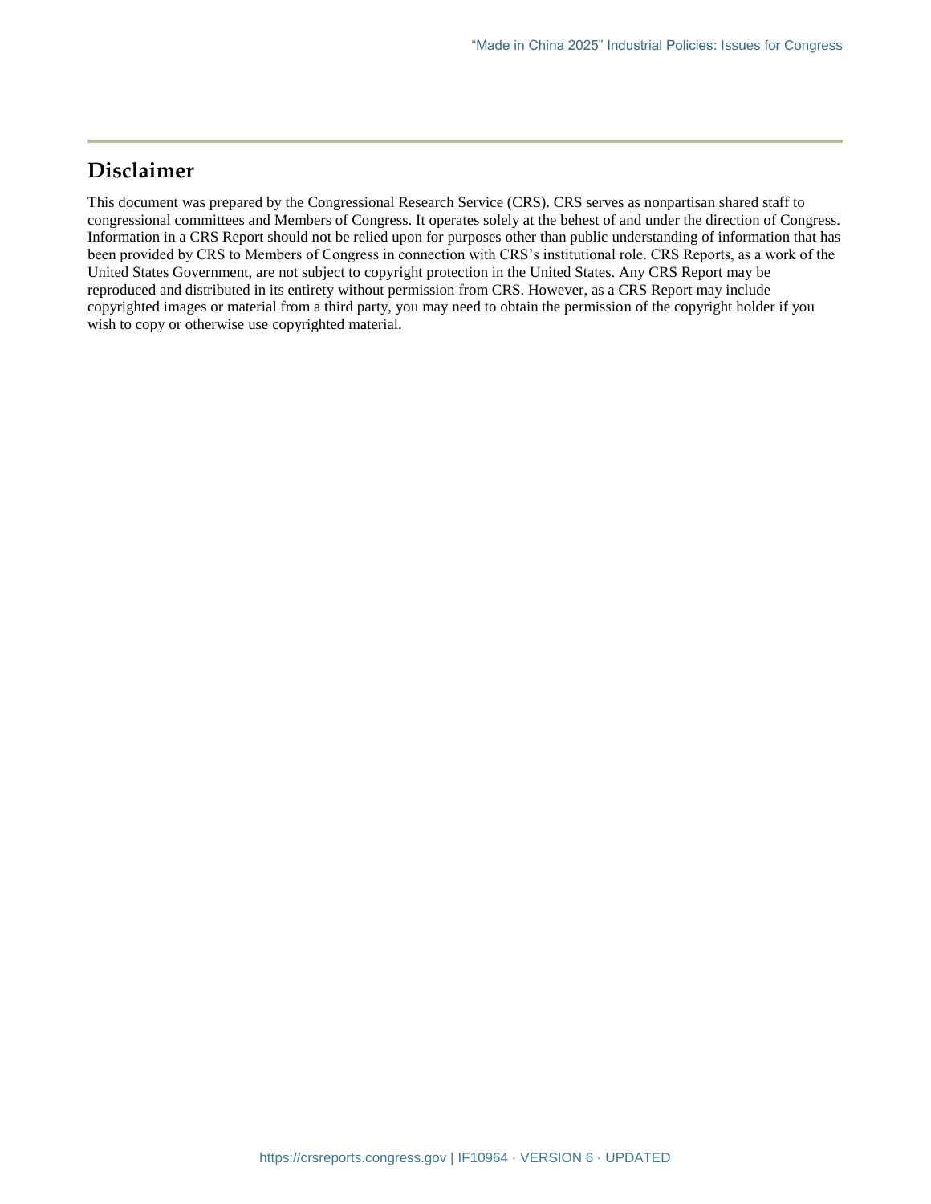## Disclaimer

This document was prepared by the Congressional Research Service (CRS). CRS serves as nonpartisan shared staff to congressional committees and Members of Congress. It operates solely at the behest of and under the direction of Congress. Information in a CRS Report should not be relied upon for purposes other than public understanding of information that has been provided by CRS to Members of Congress in connection with CRS's institutional role. CRS Reports, as a work of the United States Government, are not subject to copyright protection in the United States. Any CRS Report may be reproduced and distributed in its entirety without permission from CRS. However, as a CRS Report may include copyrighted images or material from a third party, you may need to obtain the permission of the copyright holder if you wish to copy or otherwise use copyrighted material.